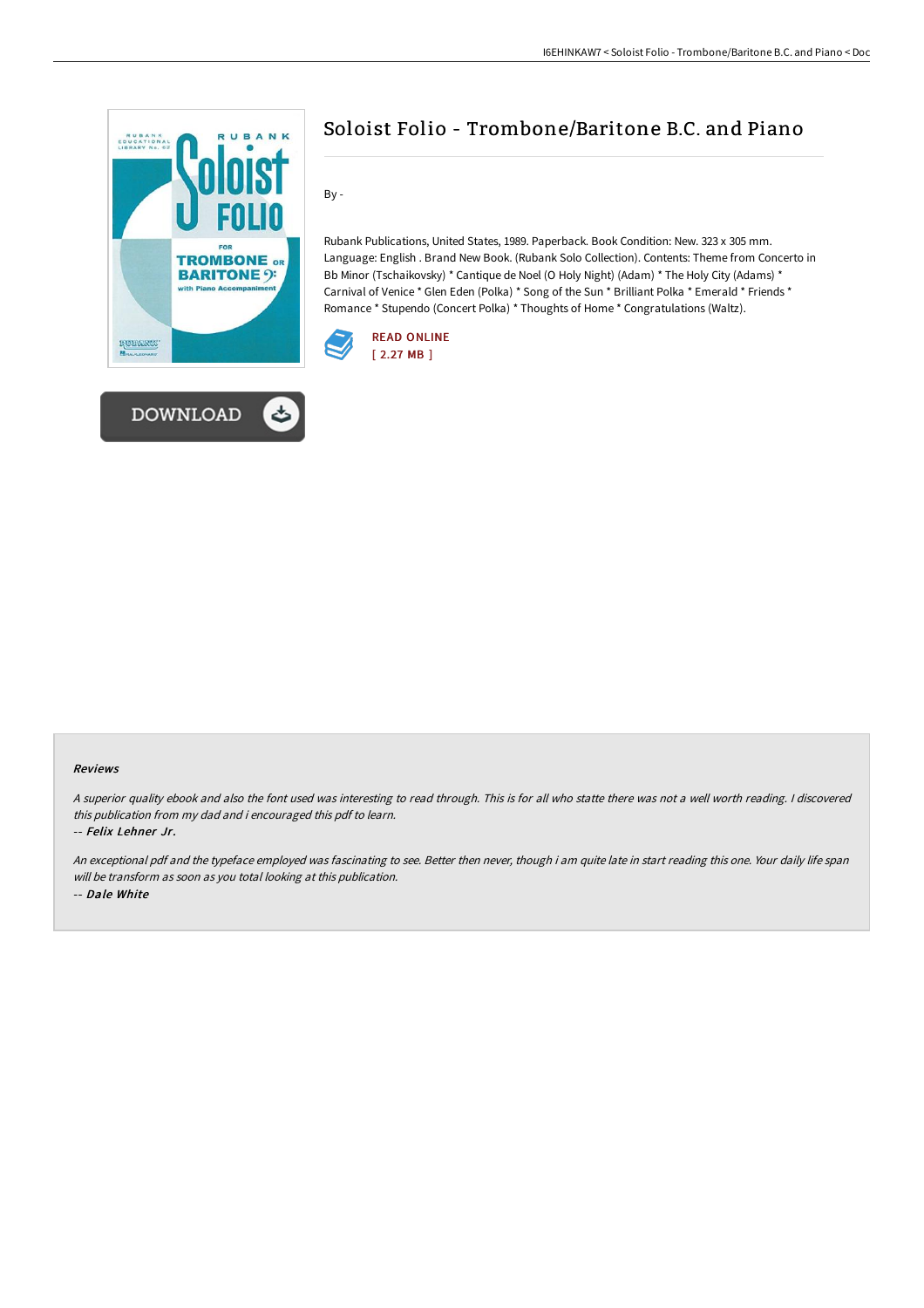# Soloist Folio - Trombone/Baritone B.C. and Piano

By -

Rubank Publications, United States, 1989. Paperback. Book Condition: New. 323 x 305 mm. Language: English . Brand New Book. (Rubank Solo Collection). Contents: Theme from Concerto in Bb Minor (Tschaikovsky) * Cantique de Noel (O Holy Night) (Adam) * The Holy City (Adams) * Carnival of Venice * Glen Eden (Polka) * Song of the Sun * Brilliant Polka * Emerald * Friends * Romance * Stupendo (Concert Polka) * Thoughts of Home * Congratulations (Waltz).

READ ONLINE
[ 2.27 MB ]

DOWNLOAD

#### Reviews

*A superior quality ebook and also the font used was interesting to read through. This is for all who statte there was not a well worth reading. I discovered this publication from my dad and i encouraged this pdf to learn.*

-- *Felix Lehner Jr.*

*An exceptional pdf and the typeface employed was fascinating to see. Better then never, though i am quite late in start reading this one. Your daily life span will be transform as soon as you total looking at this publication.*

-- *Dale White*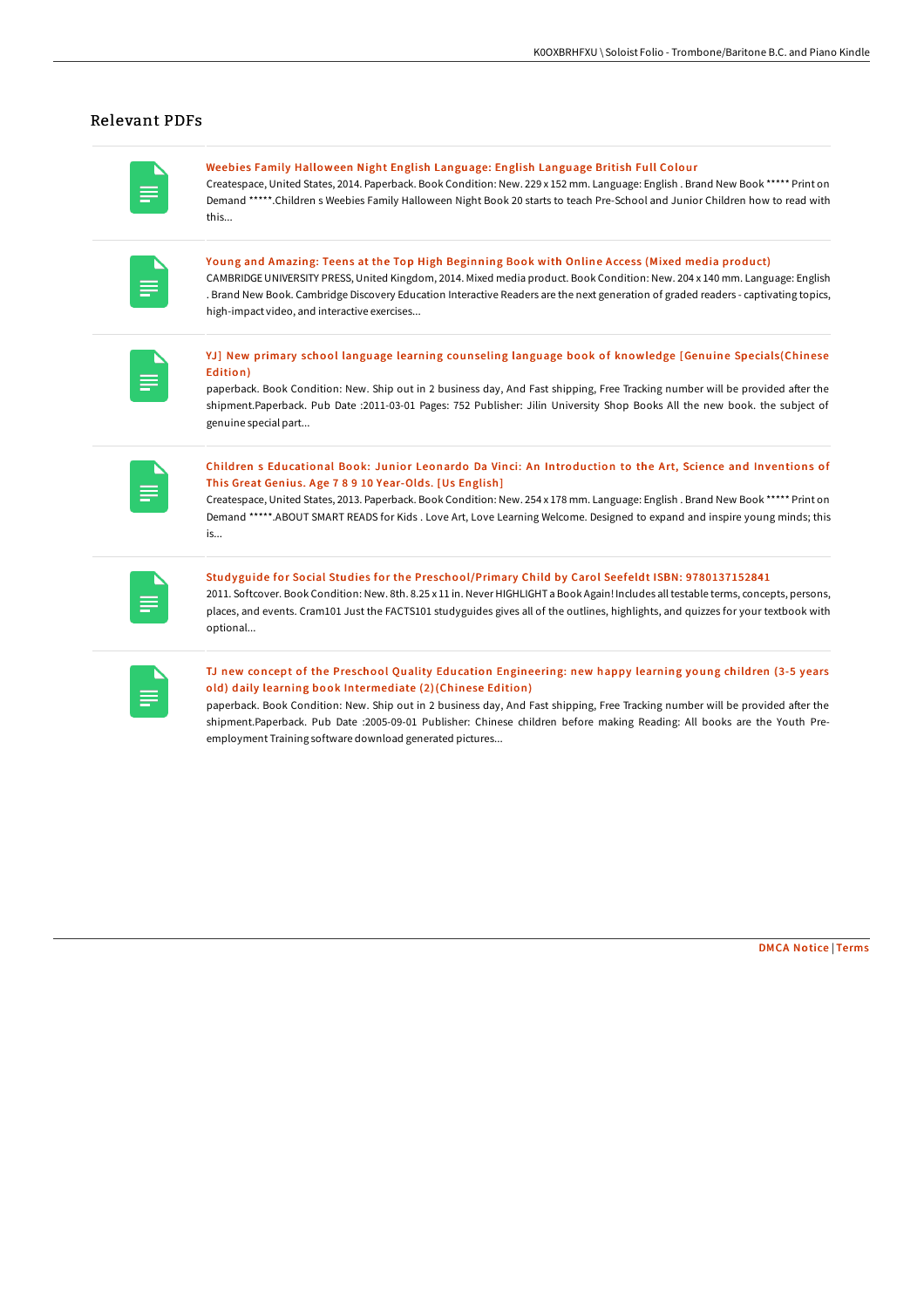## Relevant PDFs

**Weebies Family Halloween Night English Language: English Language British Full Colour**

Createspace, United States, 2014. Paperback. Book Condition: New. 229 x 152 mm. Language: English . Brand New Book ***** Print on Demand *****.Children s Weebies Family Halloween Night Book 20 starts to teach Pre-School and Junior Children how to read with this...

**Young and Amazing: Teens at the Top High Beginning Book with Online Access (Mixed media product)**

CAMBRIDGE UNIVERSITY PRESS, United Kingdom, 2014. Mixed media product. Book Condition: New. 204 x 140 mm. Language: English . Brand New Book. Cambridge Discovery Education Interactive Readers are the next generation of graded readers - captivating topics, high-impact video, and interactive exercises...

**YJ] New primary school language learning counseling language book of knowledge [Genuine Specials(Chinese Edition)**

paperback. Book Condition: New. Ship out in 2 business day, And Fast shipping, Free Tracking number will be provided after the shipment.Paperback. Pub Date :2011-03-01 Pages: 752 Publisher: Jilin University Shop Books All the new book. the subject of genuine special part...

**Children s Educational Book: Junior Leonardo Da Vinci: An Introduction to the Art, Science and Inventions of This Great Genius. Age 7 8 9 10 Year-Olds. [Us English]**

Createspace, United States, 2013. Paperback. Book Condition: New. 254 x 178 mm. Language: English . Brand New Book ***** Print on Demand *****.ABOUT SMART READS for Kids . Love Art, Love Learning Welcome. Designed to expand and inspire young minds; this is...

**Studyguide for Social Studies for the Preschool/Primary Child by Carol Seefeldt ISBN: 9780137152841**

2011. Softcover. Book Condition: New. 8th. 8.25 x 11 in. Never HIGHLIGHT a Book Again! Includes all testable terms, concepts, persons, places, and events. Cram101 Just the FACTS101 studyguides gives all of the outlines, highlights, and quizzes for your textbook with optional...

**TJ new concept of the Preschool Quality Education Engineering: new happy learning young children (3-5 years old) daily learning book Intermediate (2)(Chinese Edition)**

paperback. Book Condition: New. Ship out in 2 business day, And Fast shipping, Free Tracking number will be provided after the shipment.Paperback. Pub Date :2005-09-01 Publisher: Chinese children before making Reading: All books are the Youth Pre-employment Training software download generated pictures...